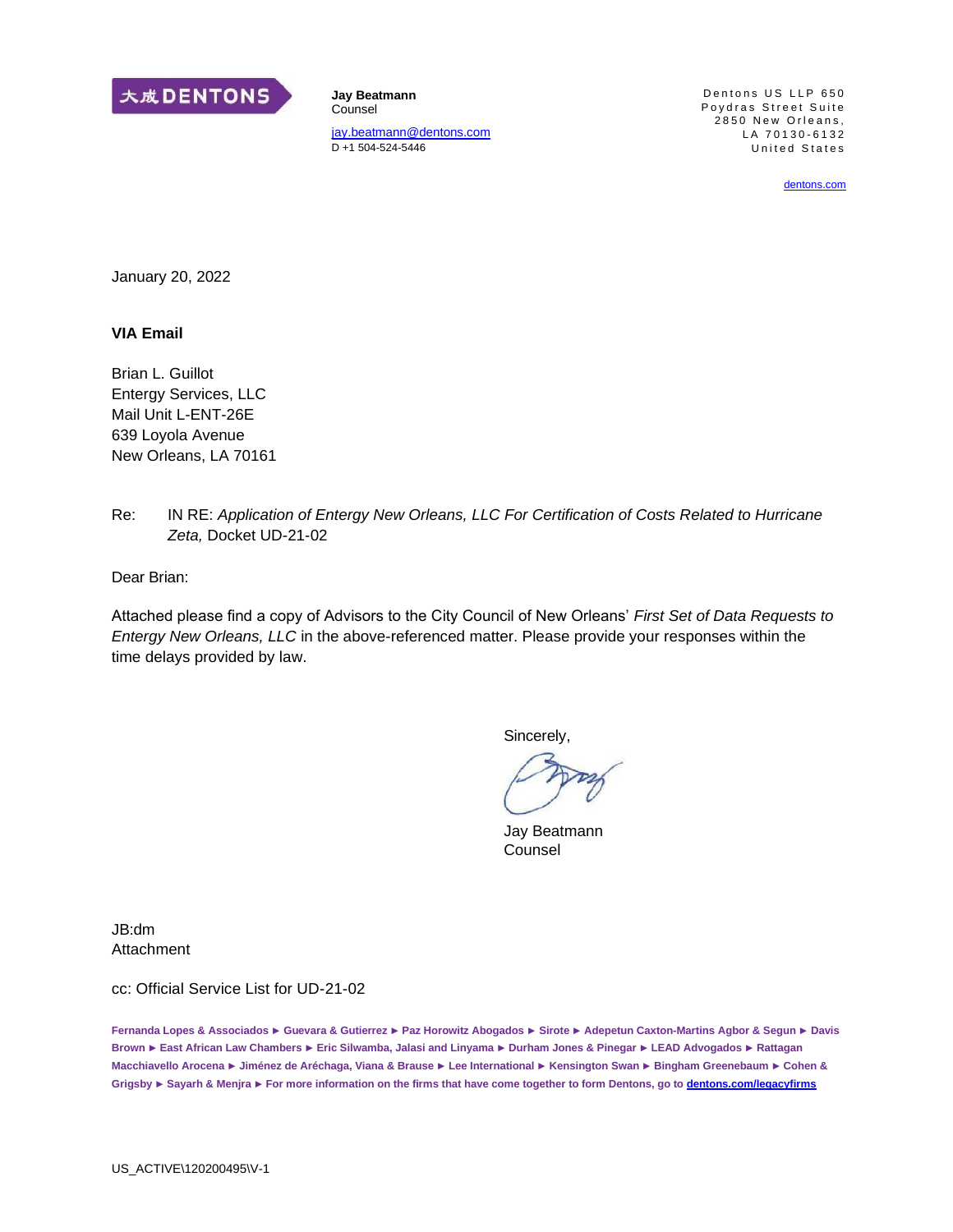大成 DENTONS

**Jay Beatmann**
Counsel

jay.beatmann@dentons.com
D +1 504-524-5446

Dentons US LLP 650
Poydras Street Suite
2850 New Orleans,
LA 70130-6132
United States

dentons.com

January 20, 2022

**VIA Email**

Brian L. Guillot
Entergy Services, LLC
Mail Unit L-ENT-26E
639 Loyola Avenue
New Orleans, LA 70161

Re: IN RE: *Application of Entergy New Orleans, LLC For Certification of Costs Related to Hurricane Zeta,* Docket UD-21-02

Dear Brian:

Attached please find a copy of Advisors to the City Council of New Orleans' *First Set of Data Requests to Entergy New Orleans, LLC* in the above-referenced matter. Please provide your responses within the time delays provided by law.

Sincerely,

Jay Beatmann
Counsel

JB:dm
Attachment

cc: Official Service List for UD-21-02

**Fernanda Lopes & Associados ► Guevara & Gutierrez ► Paz Horowitz Abogados ► Sirote ► Adepetun Caxton-Martins Agbor & Segun ► Davis Brown ► East African Law Chambers ► Eric Silwamba, Jalasi and Linyama ► Durham Jones & Pinegar ► LEAD Advogados ► Rattagan Macchiavello Arocena ► Jiménez de Aréchaga, Viana & Brause ► Lee International ► Kensington Swan ► Bingham Greenebaum ► Cohen & Grigsby ► Sayarh & Menjra ► For more information on the firms that have come together to form Dentons, go to dentons.com/legacyfirms**

US_ACTIVE\120200495\V-1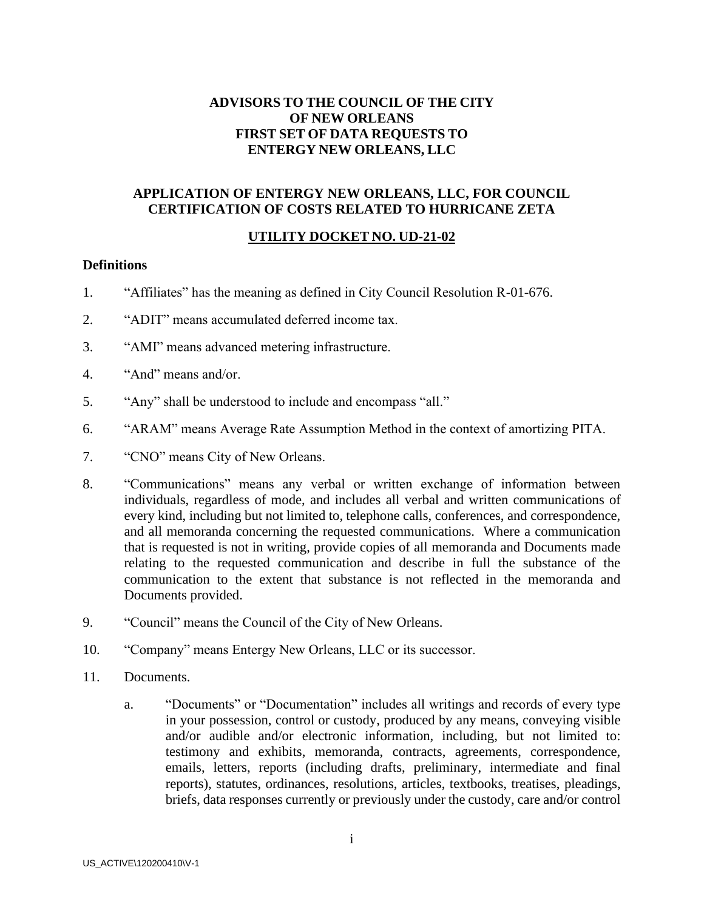**ADVISORS TO THE COUNCIL OF THE CITY OF NEW ORLEANS FIRST SET OF DATA REQUESTS TO ENTERGY NEW ORLEANS, LLC**

**APPLICATION OF ENTERGY NEW ORLEANS, LLC, FOR COUNCIL CERTIFICATION OF COSTS RELATED TO HURRICANE ZETA**

**UTILITY DOCKET NO. UD-21-02**

**Definitions**

1. "Affiliates" has the meaning as defined in City Council Resolution R-01-676.
2. "ADIT" means accumulated deferred income tax.
3. "AMI" means advanced metering infrastructure.
4. "And" means and/or.
5. "Any" shall be understood to include and encompass "all."
6. "ARAM" means Average Rate Assumption Method in the context of amortizing PITA.
7. "CNO" means City of New Orleans.
8. "Communications" means any verbal or written exchange of information between individuals, regardless of mode, and includes all verbal and written communications of every kind, including but not limited to, telephone calls, conferences, and correspondence, and all memoranda concerning the requested communications. Where a communication that is requested is not in writing, provide copies of all memoranda and Documents made relating to the requested communication and describe in full the substance of the communication to the extent that substance is not reflected in the memoranda and Documents provided.
9. "Council" means the Council of the City of New Orleans.
10. "Company" means Entergy New Orleans, LLC or its successor.
11. Documents.
    a. "Documents" or "Documentation" includes all writings and records of every type in your possession, control or custody, produced by any means, conveying visible and/or audible and/or electronic information, including, but not limited to: testimony and exhibits, memoranda, contracts, agreements, correspondence, emails, letters, reports (including drafts, preliminary, intermediate and final reports), statutes, ordinances, resolutions, articles, textbooks, treatises, pleadings, briefs, data responses currently or previously under the custody, care and/or control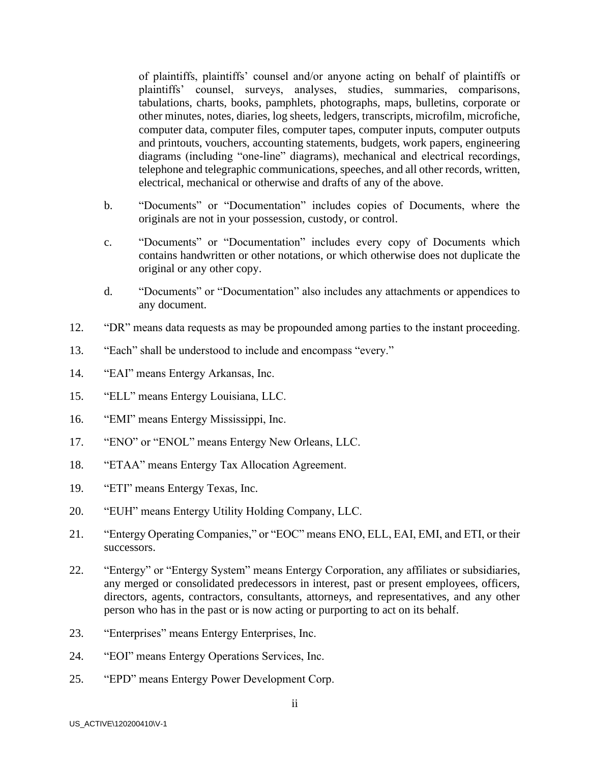of plaintiffs, plaintiffs' counsel and/or anyone acting on behalf of plaintiffs or plaintiffs' counsel, surveys, analyses, studies, summaries, comparisons, tabulations, charts, books, pamphlets, photographs, maps, bulletins, corporate or other minutes, notes, diaries, log sheets, ledgers, transcripts, microfilm, microfiche, computer data, computer files, computer tapes, computer inputs, computer outputs and printouts, vouchers, accounting statements, budgets, work papers, engineering diagrams (including "one-line" diagrams), mechanical and electrical recordings, telephone and telegraphic communications, speeches, and all other records, written, electrical, mechanical or otherwise and drafts of any of the above.

b. "Documents" or "Documentation" includes copies of Documents, where the originals are not in your possession, custody, or control.

c. "Documents" or "Documentation" includes every copy of Documents which contains handwritten or other notations, or which otherwise does not duplicate the original or any other copy.

d. "Documents" or "Documentation" also includes any attachments or appendices to any document.

12. "DR" means data requests as may be propounded among parties to the instant proceeding.

13. "Each" shall be understood to include and encompass "every."

14. "EAI" means Entergy Arkansas, Inc.

15. "ELL" means Entergy Louisiana, LLC.

16. "EMI" means Entergy Mississippi, Inc.

17. "ENO" or "ENOL" means Entergy New Orleans, LLC.

18. "ETAA" means Entergy Tax Allocation Agreement.

19. "ETI" means Entergy Texas, Inc.

20. "EUH" means Entergy Utility Holding Company, LLC.

21. "Entergy Operating Companies," or "EOC" means ENO, ELL, EAI, EMI, and ETI, or their successors.

22. "Entergy" or "Entergy System" means Entergy Corporation, any affiliates or subsidiaries, any merged or consolidated predecessors in interest, past or present employees, officers, directors, agents, contractors, consultants, attorneys, and representatives, and any other person who has in the past or is now acting or purporting to act on its behalf.

23. "Enterprises" means Entergy Enterprises, Inc.

24. "EOI" means Entergy Operations Services, Inc.

25. "EPD" means Entergy Power Development Corp.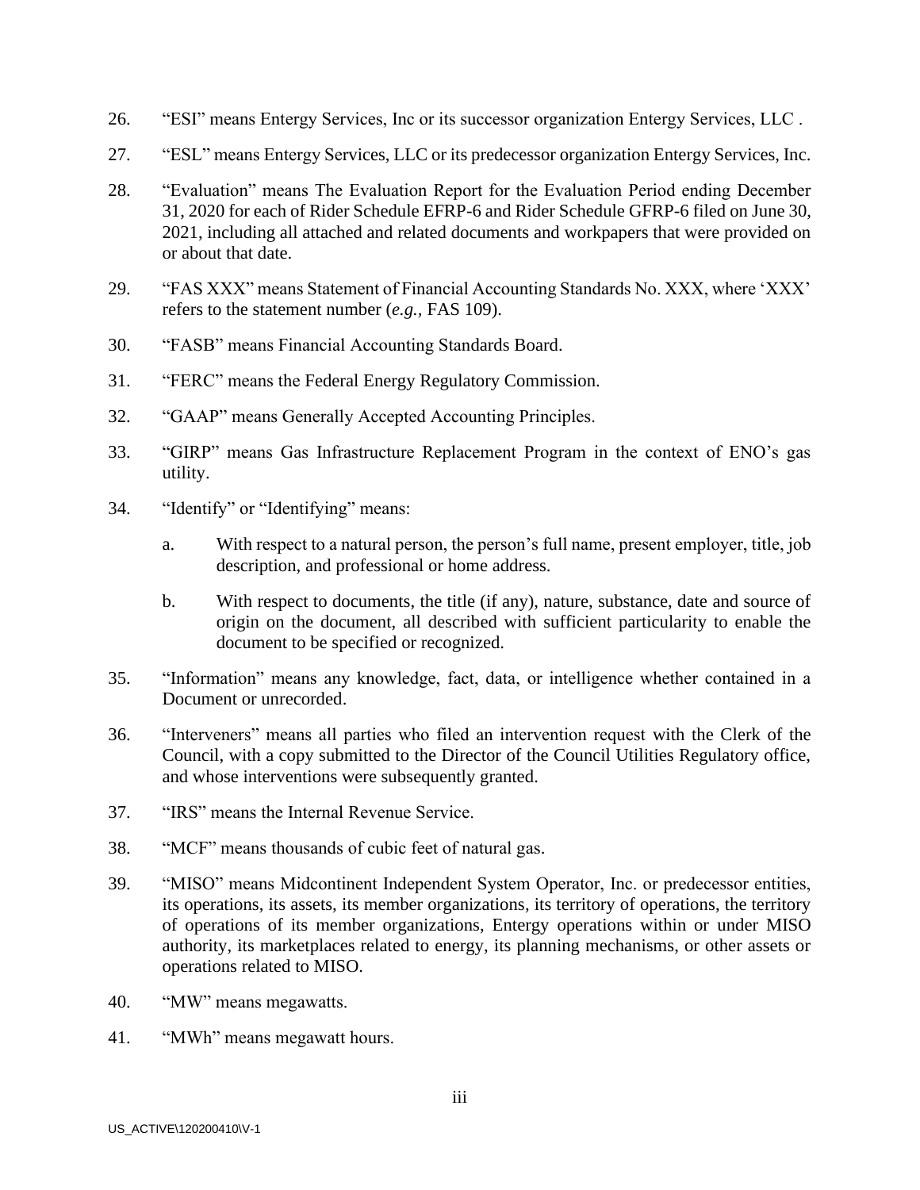26. "ESI" means Entergy Services, Inc or its successor organization Entergy Services, LLC .

27. "ESL" means Entergy Services, LLC or its predecessor organization Entergy Services, Inc.

28. "Evaluation" means The Evaluation Report for the Evaluation Period ending December 31, 2020 for each of Rider Schedule EFRP-6 and Rider Schedule GFRP-6 filed on June 30, 2021, including all attached and related documents and workpapers that were provided on or about that date.

29. "FAS XXX" means Statement of Financial Accounting Standards No. XXX, where 'XXX' refers to the statement number (*e.g.,* FAS 109).

30. "FASB" means Financial Accounting Standards Board.

31. "FERC" means the Federal Energy Regulatory Commission.

32. "GAAP" means Generally Accepted Accounting Principles.

33. "GIRP" means Gas Infrastructure Replacement Program in the context of ENO's gas utility.

34. "Identify" or "Identifying" means:

    a. With respect to a natural person, the person's full name, present employer, title, job description, and professional or home address.

    b. With respect to documents, the title (if any), nature, substance, date and source of origin on the document, all described with sufficient particularity to enable the document to be specified or recognized.

35. "Information" means any knowledge, fact, data, or intelligence whether contained in a Document or unrecorded.

36. "Interveners" means all parties who filed an intervention request with the Clerk of the Council, with a copy submitted to the Director of the Council Utilities Regulatory office, and whose interventions were subsequently granted.

37. "IRS" means the Internal Revenue Service.

38. "MCF" means thousands of cubic feet of natural gas.

39. "MISO" means Midcontinent Independent System Operator, Inc. or predecessor entities, its operations, its assets, its member organizations, its territory of operations, the territory of operations of its member organizations, Entergy operations within or under MISO authority, its marketplaces related to energy, its planning mechanisms, or other assets or operations related to MISO.

40. "MW" means megawatts.

41. "MWh" means megawatt hours.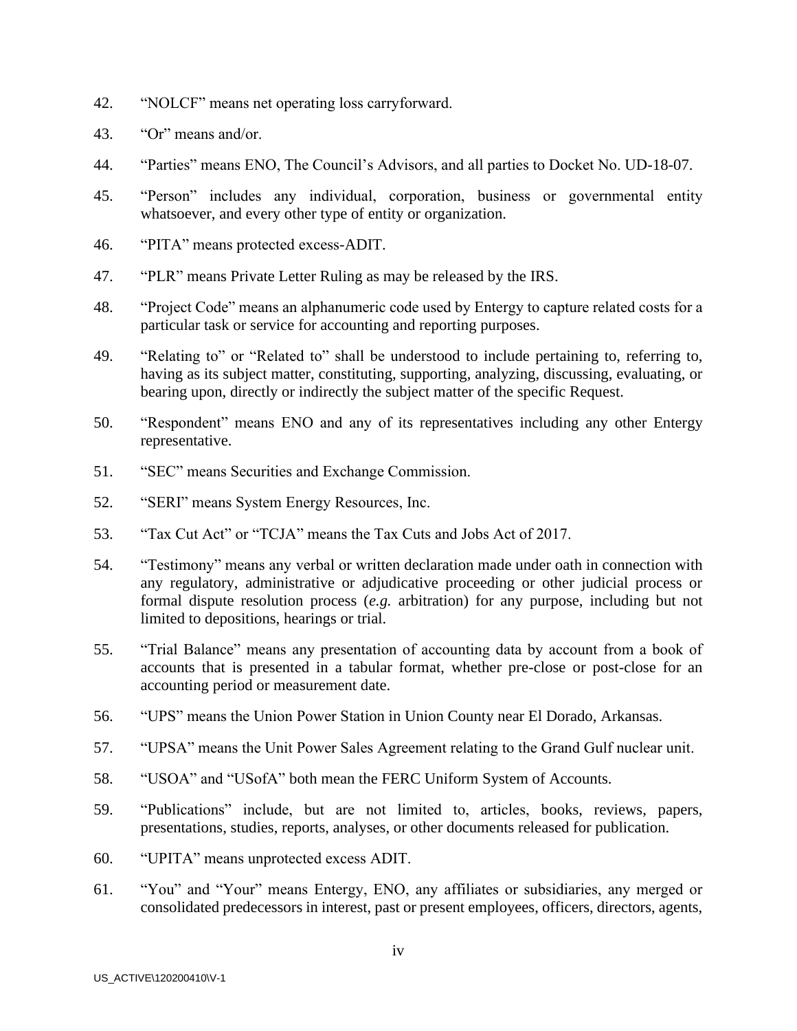42. "NOLCF" means net operating loss carryforward.

43. "Or" means and/or.

44. "Parties" means ENO, The Council's Advisors, and all parties to Docket No. UD-18-07.

45. "Person" includes any individual, corporation, business or governmental entity whatsoever, and every other type of entity or organization.

46. "PITA" means protected excess-ADIT.

47. "PLR" means Private Letter Ruling as may be released by the IRS.

48. "Project Code" means an alphanumeric code used by Entergy to capture related costs for a particular task or service for accounting and reporting purposes.

49. "Relating to" or "Related to" shall be understood to include pertaining to, referring to, having as its subject matter, constituting, supporting, analyzing, discussing, evaluating, or bearing upon, directly or indirectly the subject matter of the specific Request.

50. "Respondent" means ENO and any of its representatives including any other Entergy representative.

51. "SEC" means Securities and Exchange Commission.

52. "SERI" means System Energy Resources, Inc.

53. "Tax Cut Act" or "TCJA" means the Tax Cuts and Jobs Act of 2017.

54. "Testimony" means any verbal or written declaration made under oath in connection with any regulatory, administrative or adjudicative proceeding or other judicial process or formal dispute resolution process (*e.g.* arbitration) for any purpose, including but not limited to depositions, hearings or trial.

55. "Trial Balance" means any presentation of accounting data by account from a book of accounts that is presented in a tabular format, whether pre-close or post-close for an accounting period or measurement date.

56. "UPS" means the Union Power Station in Union County near El Dorado, Arkansas.

57. "UPSA" means the Unit Power Sales Agreement relating to the Grand Gulf nuclear unit.

58. "USOA" and "USofA" both mean the FERC Uniform System of Accounts.

59. "Publications" include, but are not limited to, articles, books, reviews, papers, presentations, studies, reports, analyses, or other documents released for publication.

60. "UPITA" means unprotected excess ADIT.

61. "You" and "Your" means Entergy, ENO, any affiliates or subsidiaries, any merged or consolidated predecessors in interest, past or present employees, officers, directors, agents,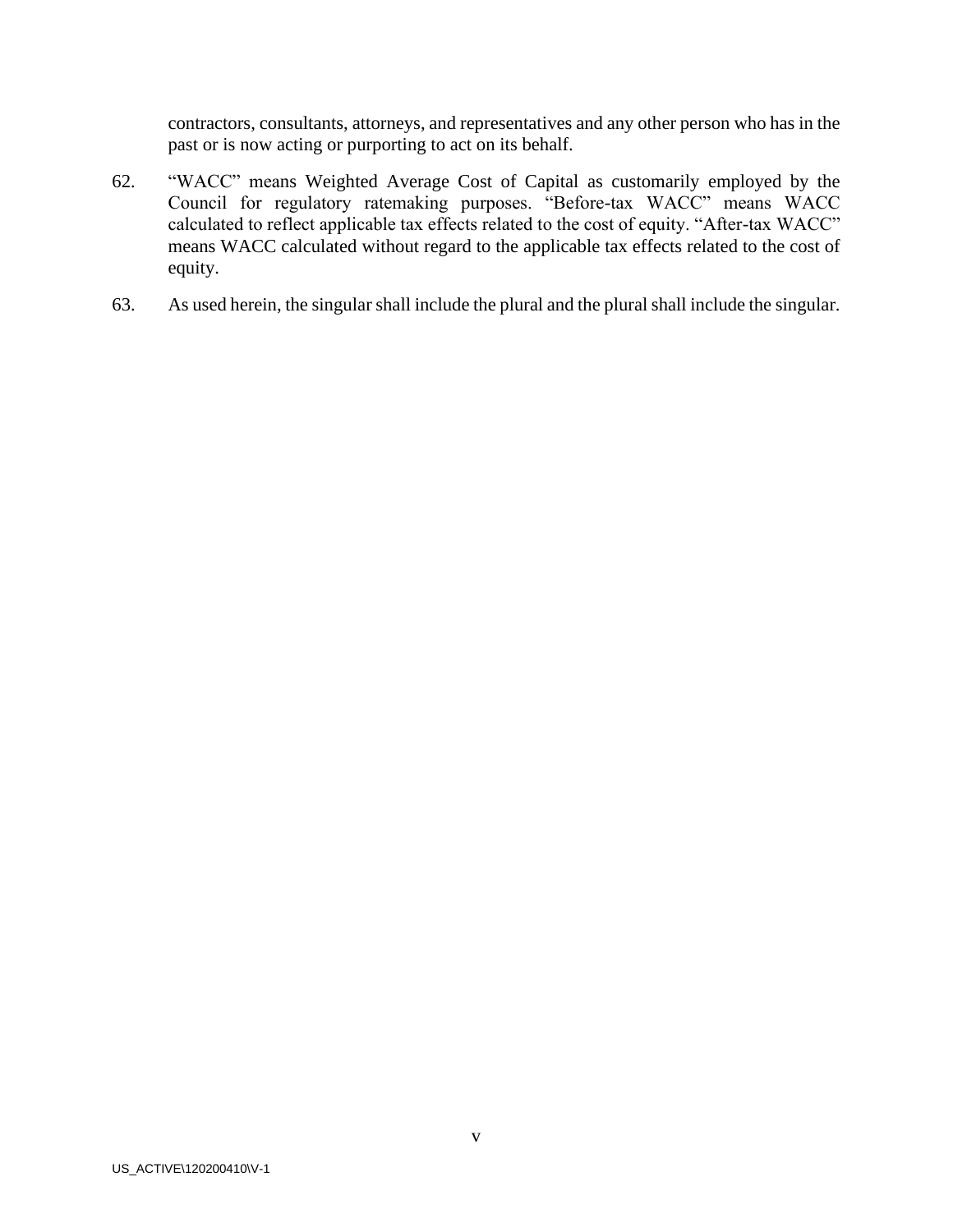contractors, consultants, attorneys, and representatives and any other person who has in the past or is now acting or purporting to act on its behalf.

62. “WACC” means Weighted Average Cost of Capital as customarily employed by the Council for regulatory ratemaking purposes. “Before-tax WACC” means WACC calculated to reflect applicable tax effects related to the cost of equity. “After-tax WACC” means WACC calculated without regard to the applicable tax effects related to the cost of equity.

63. As used herein, the singular shall include the plural and the plural shall include the singular.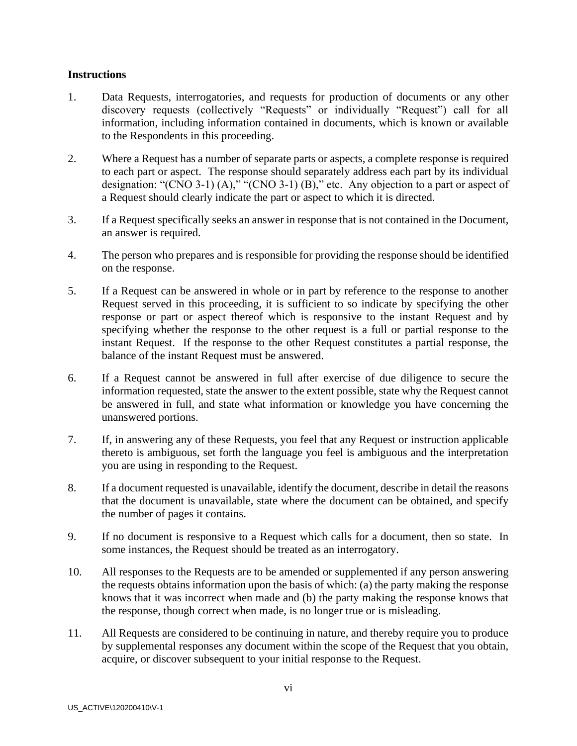**Instructions**

1. Data Requests, interrogatories, and requests for production of documents or any other discovery requests (collectively "Requests" or individually "Request") call for all information, including information contained in documents, which is known or available to the Respondents in this proceeding.

2. Where a Request has a number of separate parts or aspects, a complete response is required to each part or aspect. The response should separately address each part by its individual designation: "(CNO 3-1) (A)," "(CNO 3-1) (B)," etc. Any objection to a part or aspect of a Request should clearly indicate the part or aspect to which it is directed.

3. If a Request specifically seeks an answer in response that is not contained in the Document, an answer is required.

4. The person who prepares and is responsible for providing the response should be identified on the response.

5. If a Request can be answered in whole or in part by reference to the response to another Request served in this proceeding, it is sufficient to so indicate by specifying the other response or part or aspect thereof which is responsive to the instant Request and by specifying whether the response to the other request is a full or partial response to the instant Request. If the response to the other Request constitutes a partial response, the balance of the instant Request must be answered.

6. If a Request cannot be answered in full after exercise of due diligence to secure the information requested, state the answer to the extent possible, state why the Request cannot be answered in full, and state what information or knowledge you have concerning the unanswered portions.

7. If, in answering any of these Requests, you feel that any Request or instruction applicable thereto is ambiguous, set forth the language you feel is ambiguous and the interpretation you are using in responding to the Request.

8. If a document requested is unavailable, identify the document, describe in detail the reasons that the document is unavailable, state where the document can be obtained, and specify the number of pages it contains.

9. If no document is responsive to a Request which calls for a document, then so state. In some instances, the Request should be treated as an interrogatory.

10. All responses to the Requests are to be amended or supplemented if any person answering the requests obtains information upon the basis of which: (a) the party making the response knows that it was incorrect when made and (b) the party making the response knows that the response, though correct when made, is no longer true or is misleading.

11. All Requests are considered to be continuing in nature, and thereby require you to produce by supplemental responses any document within the scope of the Request that you obtain, acquire, or discover subsequent to your initial response to the Request.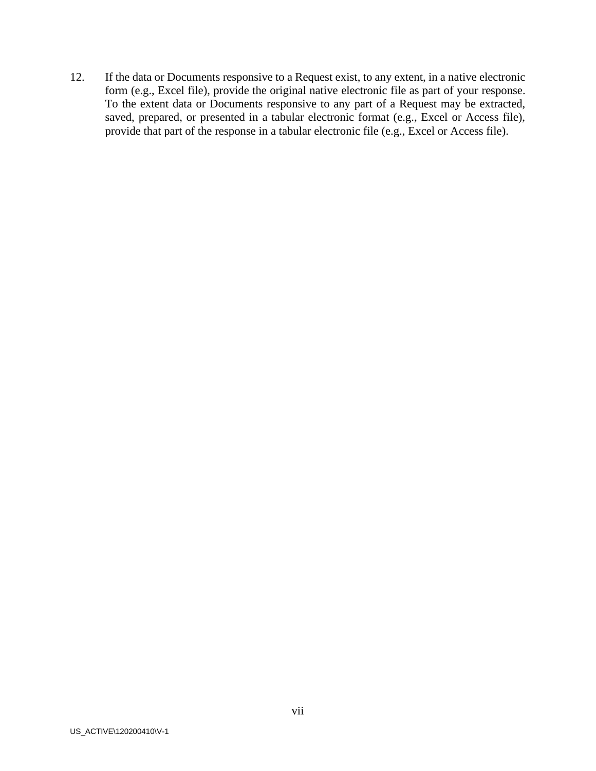12. If the data or Documents responsive to a Request exist, to any extent, in a native electronic form (e.g., Excel file), provide the original native electronic file as part of your response. To the extent data or Documents responsive to any part of a Request may be extracted, saved, prepared, or presented in a tabular electronic format (e.g., Excel or Access file), provide that part of the response in a tabular electronic file (e.g., Excel or Access file).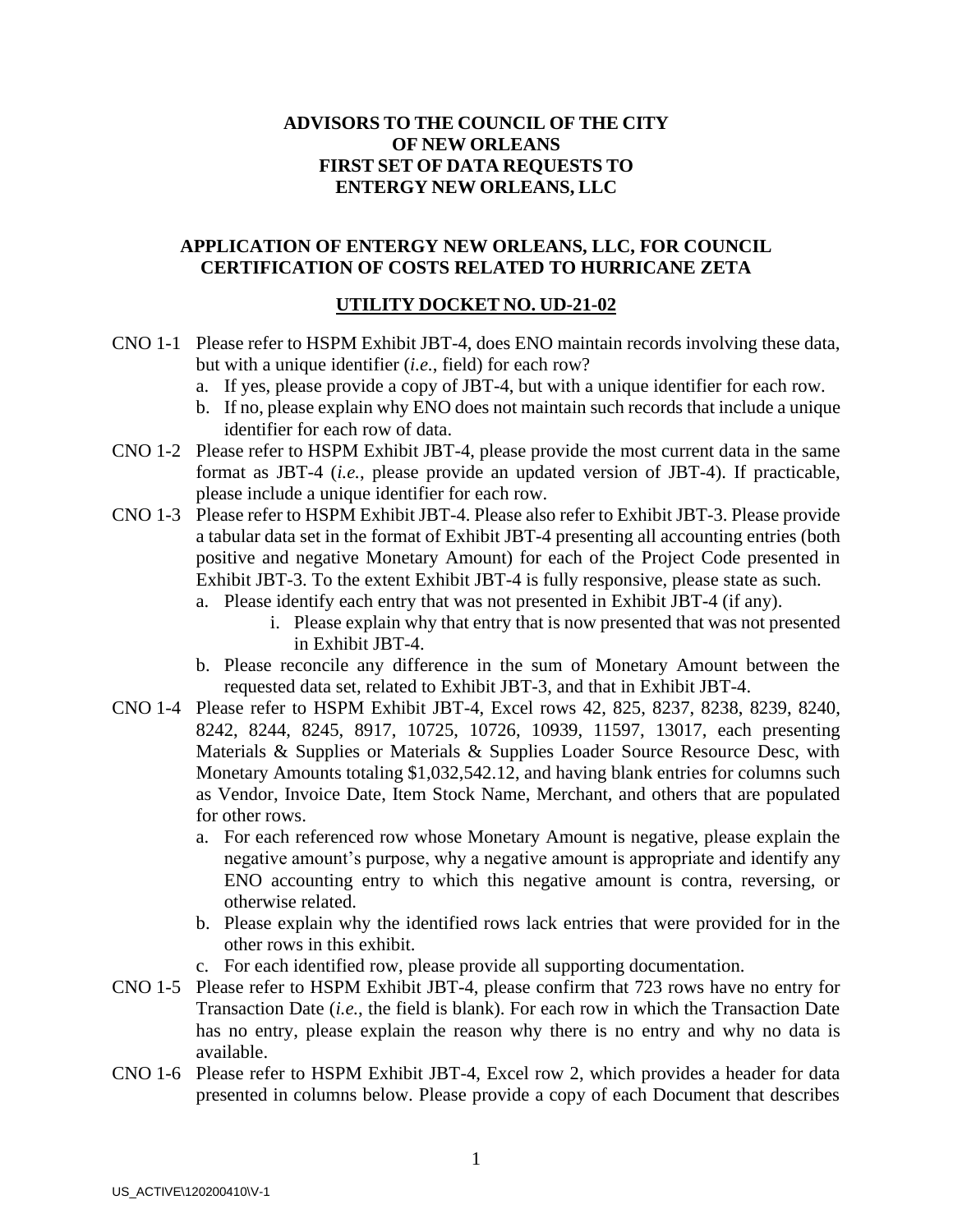**ADVISORS TO THE COUNCIL OF THE CITY OF NEW ORLEANS FIRST SET OF DATA REQUESTS TO ENTERGY NEW ORLEANS, LLC**

**APPLICATION OF ENTERGY NEW ORLEANS, LLC, FOR COUNCIL CERTIFICATION OF COSTS RELATED TO HURRICANE ZETA**

**UTILITY DOCKET NO. UD-21-02**

CNO 1-1 Please refer to HSPM Exhibit JBT-4, does ENO maintain records involving these data, but with a unique identifier (*i.e.*, field) for each row?

a. If yes, please provide a copy of JBT-4, but with a unique identifier for each row.

b. If no, please explain why ENO does not maintain such records that include a unique identifier for each row of data.

CNO 1-2 Please refer to HSPM Exhibit JBT-4, please provide the most current data in the same format as JBT-4 (*i.e.*, please provide an updated version of JBT-4). If practicable, please include a unique identifier for each row.

CNO 1-3 Please refer to HSPM Exhibit JBT-4. Please also refer to Exhibit JBT-3. Please provide a tabular data set in the format of Exhibit JBT-4 presenting all accounting entries (both positive and negative Monetary Amount) for each of the Project Code presented in Exhibit JBT-3. To the extent Exhibit JBT-4 is fully responsive, please state as such.

a. Please identify each entry that was not presented in Exhibit JBT-4 (if any).

i. Please explain why that entry that is now presented that was not presented in Exhibit JBT-4.

b. Please reconcile any difference in the sum of Monetary Amount between the requested data set, related to Exhibit JBT-3, and that in Exhibit JBT-4.

CNO 1-4 Please refer to HSPM Exhibit JBT-4, Excel rows 42, 825, 8237, 8238, 8239, 8240, 8242, 8244, 8245, 8917, 10725, 10726, 10939, 11597, 13017, each presenting Materials & Supplies or Materials & Supplies Loader Source Resource Desc, with Monetary Amounts totaling $1,032,542.12, and having blank entries for columns such as Vendor, Invoice Date, Item Stock Name, Merchant, and others that are populated for other rows.

a. For each referenced row whose Monetary Amount is negative, please explain the negative amount's purpose, why a negative amount is appropriate and identify any ENO accounting entry to which this negative amount is contra, reversing, or otherwise related.

b. Please explain why the identified rows lack entries that were provided for in the other rows in this exhibit.

c. For each identified row, please provide all supporting documentation.

CNO 1-5 Please refer to HSPM Exhibit JBT-4, please confirm that 723 rows have no entry for Transaction Date (*i.e.*, the field is blank). For each row in which the Transaction Date has no entry, please explain the reason why there is no entry and why no data is available.

CNO 1-6 Please refer to HSPM Exhibit JBT-4, Excel row 2, which provides a header for data presented in columns below. Please provide a copy of each Document that describes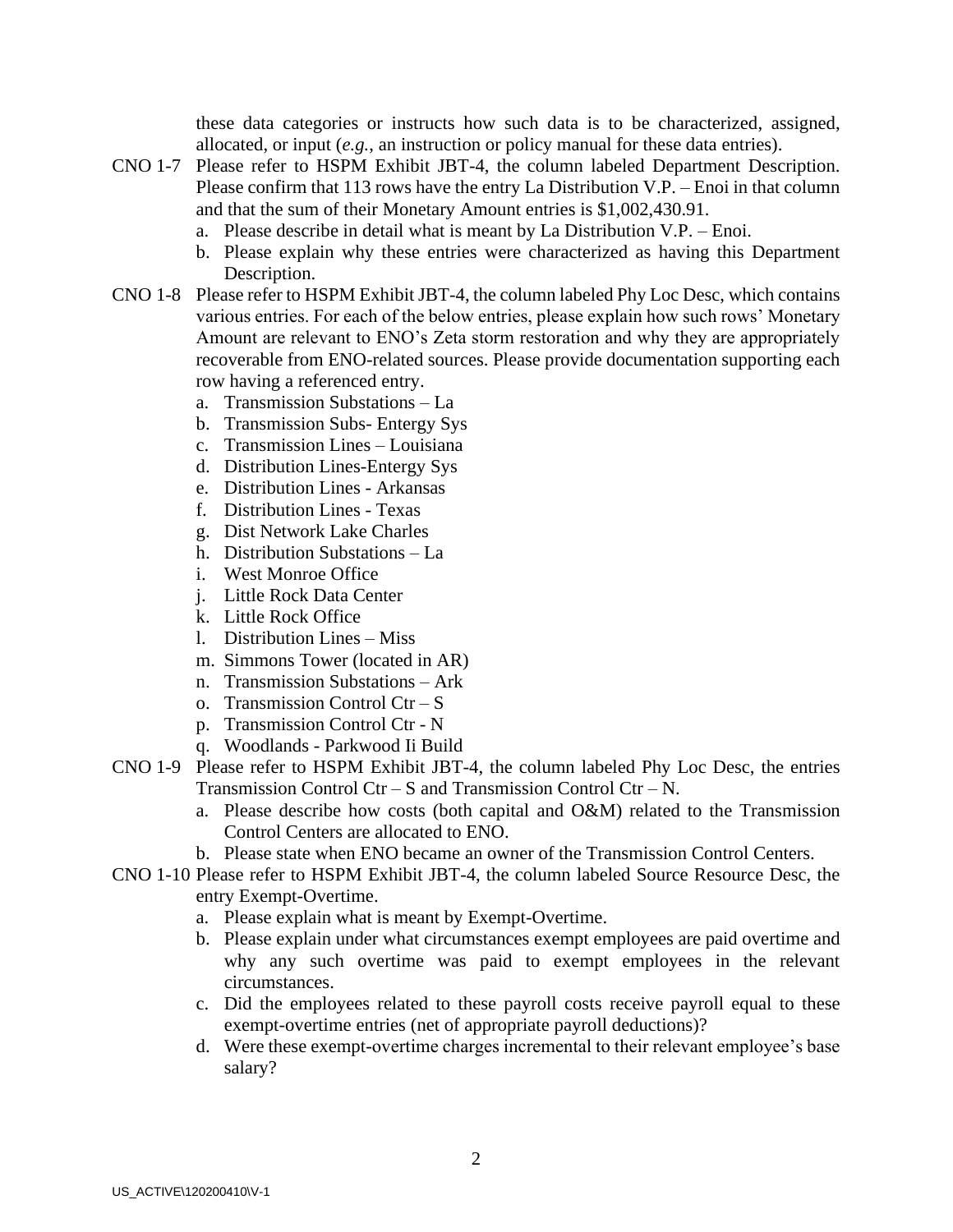these data categories or instructs how such data is to be characterized, assigned, allocated, or input (*e.g.*, an instruction or policy manual for these data entries).

CNO 1-7 Please refer to HSPM Exhibit JBT-4, the column labeled Department Description. Please confirm that 113 rows have the entry La Distribution V.P. – Enoi in that column and that the sum of their Monetary Amount entries is $1,002,430.91.

a. Please describe in detail what is meant by La Distribution V.P. – Enoi.
b. Please explain why these entries were characterized as having this Department Description.

CNO 1-8 Please refer to HSPM Exhibit JBT-4, the column labeled Phy Loc Desc, which contains various entries. For each of the below entries, please explain how such rows' Monetary Amount are relevant to ENO's Zeta storm restoration and why they are appropriately recoverable from ENO-related sources. Please provide documentation supporting each row having a referenced entry.

a. Transmission Substations – La
b. Transmission Subs- Entergy Sys
c. Transmission Lines – Louisiana
d. Distribution Lines-Entergy Sys
e. Distribution Lines - Arkansas
f. Distribution Lines - Texas
g. Dist Network Lake Charles
h. Distribution Substations – La
i. West Monroe Office
j. Little Rock Data Center
k. Little Rock Office
l. Distribution Lines – Miss
m. Simmons Tower (located in AR)
n. Transmission Substations – Ark
o. Transmission Control Ctr – S
p. Transmission Control Ctr - N
q. Woodlands - Parkwood Ii Build

CNO 1-9 Please refer to HSPM Exhibit JBT-4, the column labeled Phy Loc Desc, the entries Transmission Control Ctr – S and Transmission Control Ctr – N.

a. Please describe how costs (both capital and O&M) related to the Transmission Control Centers are allocated to ENO.
b. Please state when ENO became an owner of the Transmission Control Centers.

CNO 1-10 Please refer to HSPM Exhibit JBT-4, the column labeled Source Resource Desc, the entry Exempt-Overtime.

a. Please explain what is meant by Exempt-Overtime.
b. Please explain under what circumstances exempt employees are paid overtime and why any such overtime was paid to exempt employees in the relevant circumstances.
c. Did the employees related to these payroll costs receive payroll equal to these exempt-overtime entries (net of appropriate payroll deductions)?
d. Were these exempt-overtime charges incremental to their relevant employee's base salary?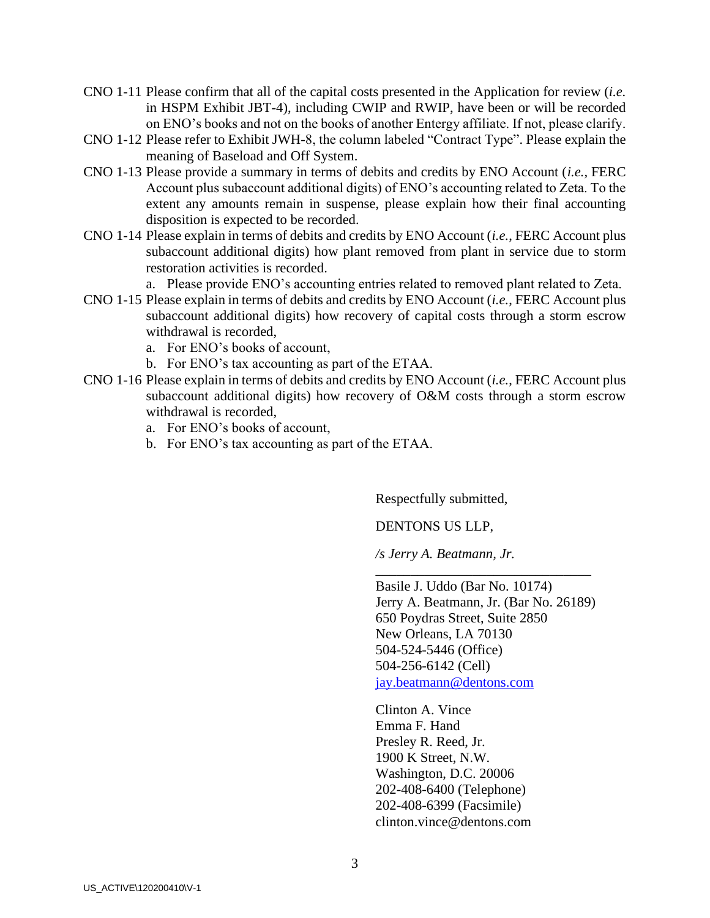CNO 1-11 Please confirm that all of the capital costs presented in the Application for review (*i.e.* in HSPM Exhibit JBT-4), including CWIP and RWIP, have been or will be recorded on ENO's books and not on the books of another Entergy affiliate. If not, please clarify.

CNO 1-12 Please refer to Exhibit JWH-8, the column labeled "Contract Type". Please explain the meaning of Baseload and Off System.

CNO 1-13 Please provide a summary in terms of debits and credits by ENO Account (*i.e.*, FERC Account plus subaccount additional digits) of ENO's accounting related to Zeta. To the extent any amounts remain in suspense, please explain how their final accounting disposition is expected to be recorded.

CNO 1-14 Please explain in terms of debits and credits by ENO Account (*i.e.*, FERC Account plus subaccount additional digits) how plant removed from plant in service due to storm restoration activities is recorded.

a. Please provide ENO's accounting entries related to removed plant related to Zeta.

CNO 1-15 Please explain in terms of debits and credits by ENO Account (*i.e.*, FERC Account plus subaccount additional digits) how recovery of capital costs through a storm escrow withdrawal is recorded,

a. For ENO's books of account,
b. For ENO's tax accounting as part of the ETAA.

CNO 1-16 Please explain in terms of debits and credits by ENO Account (*i.e.*, FERC Account plus subaccount additional digits) how recovery of O&M costs through a storm escrow withdrawal is recorded,

a. For ENO's books of account,
b. For ENO's tax accounting as part of the ETAA.

Respectfully submitted,

DENTONS US LLP,

*/s Jerry A. Beatmann, Jr.*

Basile J. Uddo (Bar No. 10174)
Jerry A. Beatmann, Jr. (Bar No. 26189)
650 Poydras Street, Suite 2850
New Orleans, LA 70130
504-524-5446 (Office)
504-256-6142 (Cell)
jay.beatmann@dentons.com

Clinton A. Vince
Emma F. Hand
Presley R. Reed, Jr.
1900 K Street, N.W.
Washington, D.C. 20006
202-408-6400 (Telephone)
202-408-6399 (Facsimile)
clinton.vince@dentons.com

US_ACTIVE\120200410\V-1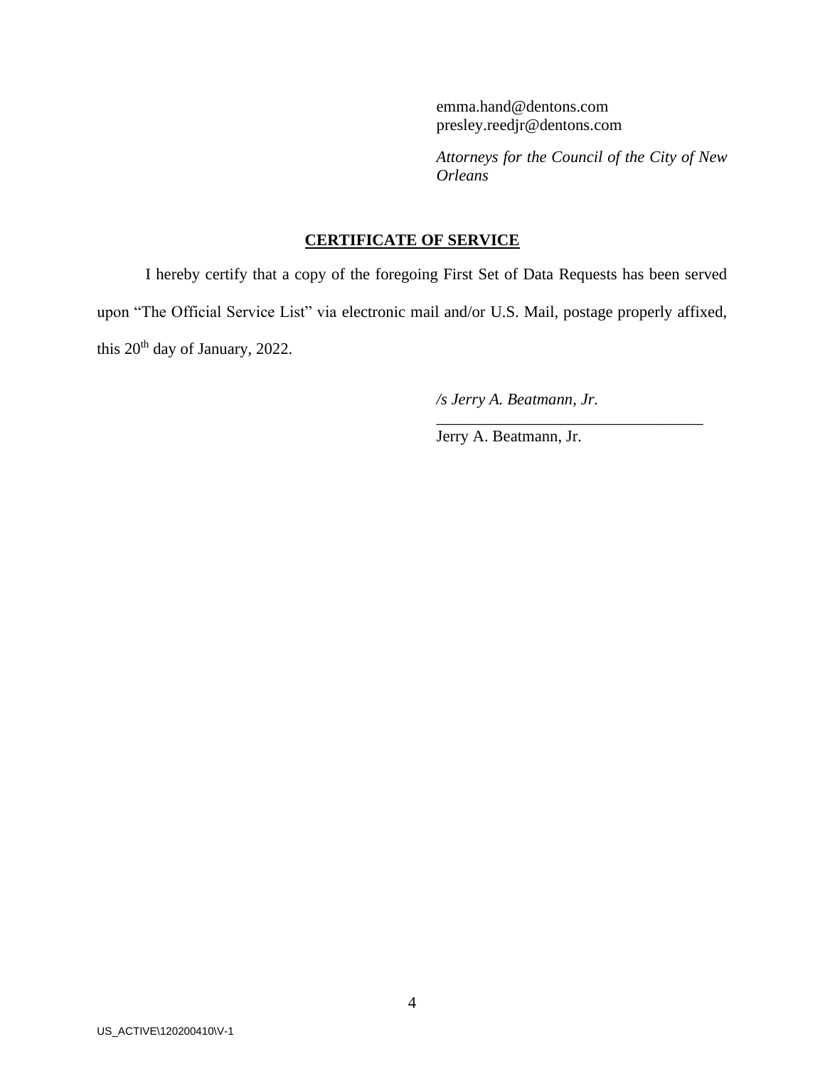emma.hand@dentons.com
presley.reedjr@dentons.com

*Attorneys for the Council of the City of New Orleans*

## CERTIFICATE OF SERVICE

I hereby certify that a copy of the foregoing First Set of Data Requests has been served upon "The Official Service List" via electronic mail and/or U.S. Mail, postage properly affixed, this 20th day of January, 2022.

*/s Jerry A. Beatmann, Jr.*
\_\_\_\_\_\_\_\_\_\_\_\_\_\_\_\_\_\_\_\_\_\_\_\_\_\_\_\_\_\_\_\_
Jerry A. Beatmann, Jr.